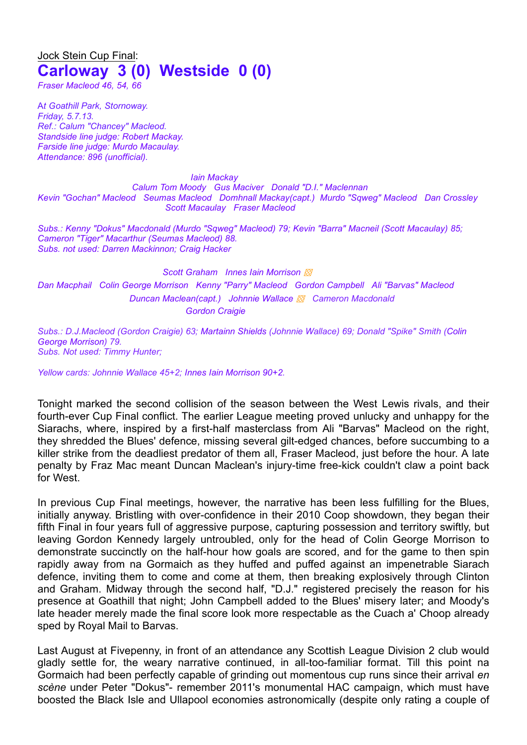Jock Stein Cup Final:

# Carloway 3 (0) Westside 0 (0)

*Fraser Macleod 46, 54, 66*

*At Goathill Park, Stornoway.*
*Friday, 5.7.13.*
*Ref.: Calum "Chancey" Macleod.*
*Standside line judge: Robert Mackay.*
*Farside line judge: Murdo Macaulay.*
*Attendance: 896 (unofficial).*

*Iain Mackay*
*Calum Tom Moody   Gus Maciver   Donald "D.I." Maclennan*
*Kevin "Gochan" Macleod   Seumas Macleod   Domhnall Mackay(capt.)   Murdo "Sqweg" Macleod   Dan Crossley*
*Scott Macaulay   Fraser Macleod*

*Subs.: Kenny "Dokus" Macdonald (Murdo "Sqweg" Macleod) 79; Kevin "Barra" Macneil (Scott Macaulay) 85; Cameron "Tiger" Macarthur (Seumas Macleod) 88.*
*Subs. not used: Darren Mackinnon; Craig Hacker*

*Scott Graham   Innes Iain Morrison*
*Dan Macphail   Colin George Morrison   Kenny "Parry" Macleod   Gordon Campbell   Ali "Barvas" Macleod*
*Duncan Maclean(capt.)   Johnnie Wallace   Cameron Macdonald*
*Gordon Craigie*

*Subs.: D.J.Macleod (Gordon Craigie) 63; Martainn Shields (Johnnie Wallace) 69; Donald "Spike" Smith (Colin George Morrison) 79.*
*Subs. Not used: Timmy Hunter;*

*Yellow cards: Johnnie Wallace 45+2; Innes Iain Morrison 90+2.*

Tonight marked the second collision of the season between the West Lewis rivals, and their fourth-ever Cup Final conflict. The earlier League meeting proved unlucky and unhappy for the Siarachs, where, inspired by a first-half masterclass from Ali "Barvas" Macleod on the right, they shredded the Blues' defence, missing several gilt-edged chances, before succumbing to a killer strike from the deadliest predator of them all, Fraser Macleod, just before the hour. A late penalty by Fraz Mac meant Duncan Maclean's injury-time free-kick couldn't claw a point back for West.

In previous Cup Final meetings, however, the narrative has been less fulfilling for the Blues, initially anyway. Bristling with over-confidence in their 2010 Coop showdown, they began their fifth Final in four years full of aggressive purpose, capturing possession and territory swiftly, but leaving Gordon Kennedy largely untroubled, only for the head of Colin George Morrison to demonstrate succinctly on the half-hour how goals are scored, and for the game to then spin rapidly away from na Gormaich as they huffed and puffed against an impenetrable Siarach defence, inviting them to come and come at them, then breaking explosively through Clinton and Graham. Midway through the second half, "D.J." registered precisely the reason for his presence at Goathill that night; John Campbell added to the Blues' misery later; and Moody's late header merely made the final score look more respectable as the Cuach a' Choop already sped by Royal Mail to Barvas.

Last August at Fivepenny, in front of an attendance any Scottish League Division 2 club would gladly settle for, the weary narrative continued, in all-too-familiar format. Till this point na Gormaich had been perfectly capable of grinding out momentous cup runs since their arrival *en scène* under Peter "Dokus"- remember 2011's monumental HAC campaign, which must have boosted the Black Isle and Ullapool economies astronomically (despite only rating a couple of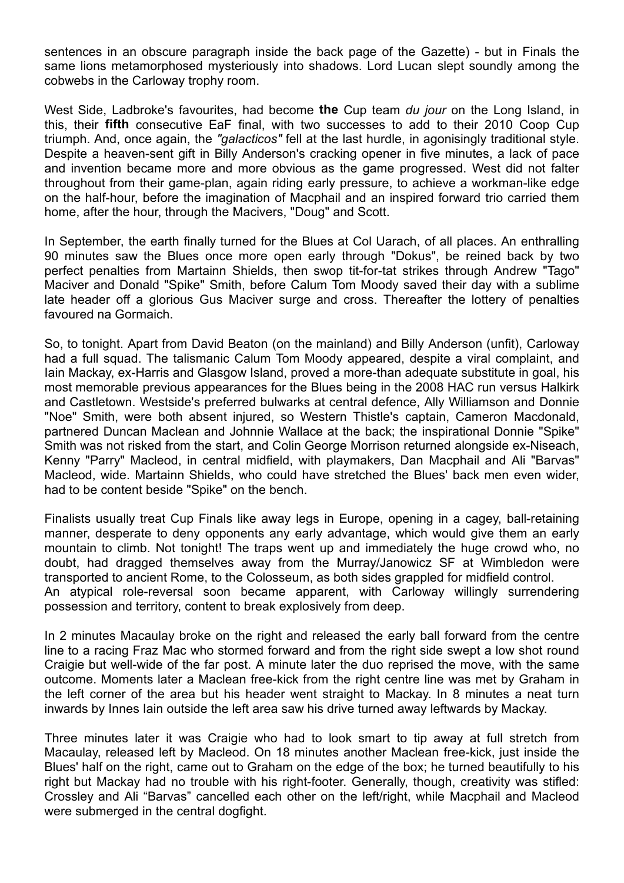sentences in an obscure paragraph inside the back page of the Gazette) - but in Finals the same lions metamorphosed mysteriously into shadows. Lord Lucan slept soundly among the cobwebs in the Carloway trophy room.

West Side, Ladbroke's favourites, had become **the** Cup team *du jour* on the Long Island, in this, their **fifth** consecutive EaF final, with two successes to add to their 2010 Coop Cup triumph. And, once again, the *"galacticos"* fell at the last hurdle, in agonisingly traditional style. Despite a heaven-sent gift in Billy Anderson's cracking opener in five minutes, a lack of pace and invention became more and more obvious as the game progressed. West did not falter throughout from their game-plan, again riding early pressure, to achieve a workman-like edge on the half-hour, before the imagination of Macphail and an inspired forward trio carried them home, after the hour, through the Macivers, "Doug" and Scott.

In September, the earth finally turned for the Blues at Col Uarach, of all places. An enthralling 90 minutes saw the Blues once more open early through "Dokus", be reined back by two perfect penalties from Martainn Shields, then swop tit-for-tat strikes through Andrew "Tago" Maciver and Donald "Spike" Smith, before Calum Tom Moody saved their day with a sublime late header off a glorious Gus Maciver surge and cross. Thereafter the lottery of penalties favoured na Gormaich.

So, to tonight. Apart from David Beaton (on the mainland) and Billy Anderson (unfit), Carloway had a full squad. The talismanic Calum Tom Moody appeared, despite a viral complaint, and Iain Mackay, ex-Harris and Glasgow Island, proved a more-than adequate substitute in goal, his most memorable previous appearances for the Blues being in the 2008 HAC run versus Halkirk and Castletown. Westside's preferred bulwarks at central defence, Ally Williamson and Donnie "Noe" Smith, were both absent injured, so Western Thistle's captain, Cameron Macdonald, partnered Duncan Maclean and Johnnie Wallace at the back; the inspirational Donnie "Spike" Smith was not risked from the start, and Colin George Morrison returned alongside ex-Niseach, Kenny "Parry" Macleod, in central midfield, with playmakers, Dan Macphail and Ali "Barvas" Macleod, wide. Martainn Shields, who could have stretched the Blues' back men even wider, had to be content beside "Spike" on the bench.

Finalists usually treat Cup Finals like away legs in Europe, opening in a cagey, ball-retaining manner, desperate to deny opponents any early advantage, which would give them an early mountain to climb. Not tonight! The traps went up and immediately the huge crowd who, no doubt, had dragged themselves away from the Murray/Janowicz SF at Wimbledon were transported to ancient Rome, to the Colosseum, as both sides grappled for midfield control.
An atypical role-reversal soon became apparent, with Carloway willingly surrendering possession and territory, content to break explosively from deep.

In 2 minutes Macaulay broke on the right and released the early ball forward from the centre line to a racing Fraz Mac who stormed forward and from the right side swept a low shot round Craigie but well-wide of the far post. A minute later the duo reprised the move, with the same outcome. Moments later a Maclean free-kick from the right centre line was met by Graham in the left corner of the area but his header went straight to Mackay. In 8 minutes a neat turn inwards by Innes Iain outside the left area saw his drive turned away leftwards by Mackay.

Three minutes later it was Craigie who had to look smart to tip away at full stretch from Macaulay, released left by Macleod. On 18 minutes another Maclean free-kick, just inside the Blues' half on the right, came out to Graham on the edge of the box; he turned beautifully to his right but Mackay had no trouble with his right-footer. Generally, though, creativity was stifled: Crossley and Ali "Barvas" cancelled each other on the left/right, while Macphail and Macleod were submerged in the central dogfight.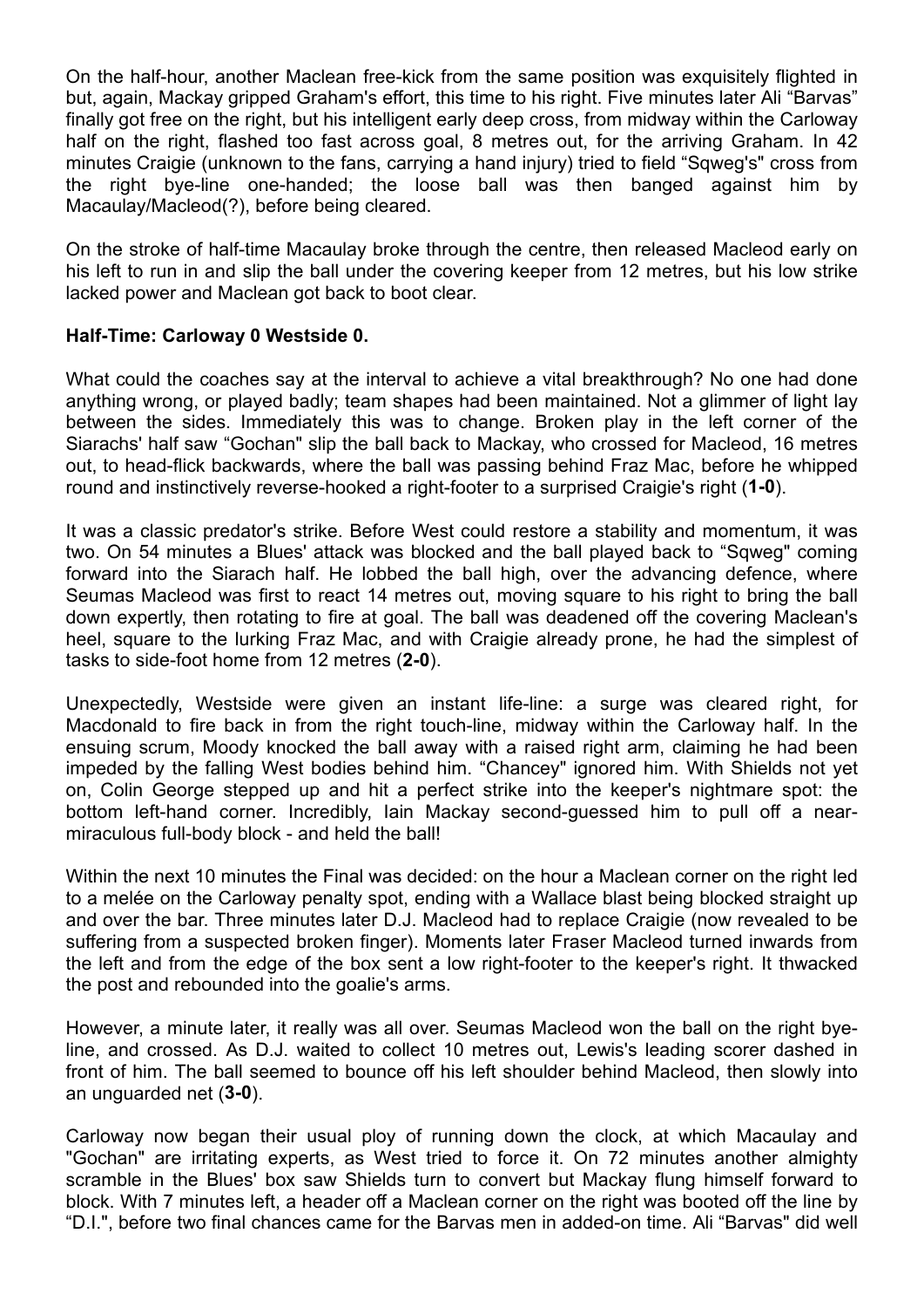On the half-hour, another Maclean free-kick from the same position was exquisitely flighted in but, again, Mackay gripped Graham's effort, this time to his right. Five minutes later Ali “Barvas” finally got free on the right, but his intelligent early deep cross, from midway within the Carloway half on the right, flashed too fast across goal, 8 metres out, for the arriving Graham. In 42 minutes Craigie (unknown to the fans, carrying a hand injury) tried to field “Sqweg's" cross from the right bye-line one-handed; the loose ball was then banged against him by Macaulay/Macleod(?), before being cleared.

On the stroke of half-time Macaulay broke through the centre, then released Macleod early on his left to run in and slip the ball under the covering keeper from 12 metres, but his low strike lacked power and Maclean got back to boot clear.

**Half-Time: Carloway 0 Westside 0.**

What could the coaches say at the interval to achieve a vital breakthrough? No one had done anything wrong, or played badly; team shapes had been maintained. Not a glimmer of light lay between the sides. Immediately this was to change. Broken play in the left corner of the Siarachs' half saw “Gochan" slip the ball back to Mackay, who crossed for Macleod, 16 metres out, to head-flick backwards, where the ball was passing behind Fraz Mac, before he whipped round and instinctively reverse-hooked a right-footer to a surprised Craigie's right (**1-0**).

It was a classic predator's strike. Before West could restore a stability and momentum, it was two. On 54 minutes a Blues' attack was blocked and the ball played back to “Sqweg" coming forward into the Siarach half. He lobbed the ball high, over the advancing defence, where Seumas Macleod was first to react 14 metres out, moving square to his right to bring the ball down expertly, then rotating to fire at goal. The ball was deadened off the covering Maclean's heel, square to the lurking Fraz Mac, and with Craigie already prone, he had the simplest of tasks to side-foot home from 12 metres (**2-0**).

Unexpectedly, Westside were given an instant life-line: a surge was cleared right, for Macdonald to fire back in from the right touch-line, midway within the Carloway half. In the ensuing scrum, Moody knocked the ball away with a raised right arm, claiming he had been impeded by the falling West bodies behind him. “Chancey" ignored him. With Shields not yet on, Colin George stepped up and hit a perfect strike into the keeper's nightmare spot: the bottom left-hand corner. Incredibly, Iain Mackay second-guessed him to pull off a near-miraculous full-body block - and held the ball!

Within the next 10 minutes the Final was decided: on the hour a Maclean corner on the right led to a melée on the Carloway penalty spot, ending with a Wallace blast being blocked straight up and over the bar. Three minutes later D.J. Macleod had to replace Craigie (now revealed to be suffering from a suspected broken finger). Moments later Fraser Macleod turned inwards from the left and from the edge of the box sent a low right-footer to the keeper's right. It thwacked the post and rebounded into the goalie's arms.

However, a minute later, it really was all over. Seumas Macleod won the ball on the right bye-line, and crossed. As D.J. waited to collect 10 metres out, Lewis's leading scorer dashed in front of him. The ball seemed to bounce off his left shoulder behind Macleod, then slowly into an unguarded net (**3-0**).

Carloway now began their usual ploy of running down the clock, at which Macaulay and "Gochan" are irritating experts, as West tried to force it. On 72 minutes another almighty scramble in the Blues' box saw Shields turn to convert but Mackay flung himself forward to block. With 7 minutes left, a header off a Maclean corner on the right was booted off the line by “D.I.", before two final chances came for the Barvas men in added-on time. Ali “Barvas" did well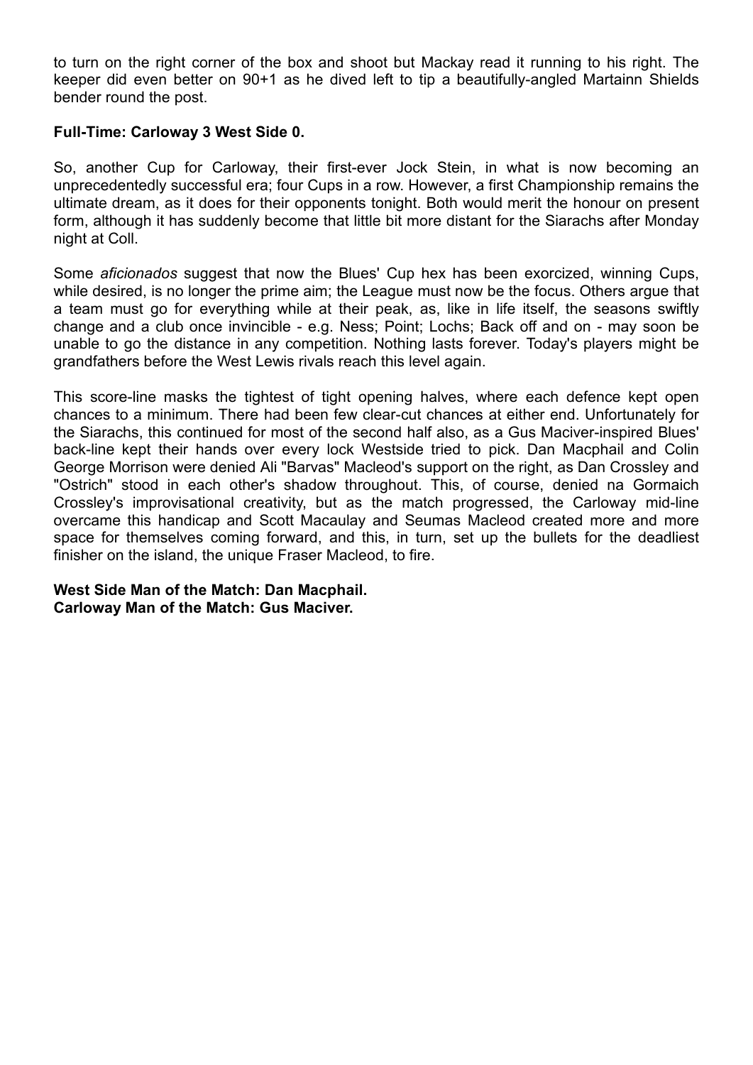to turn on the right corner of the box and shoot but Mackay read it running to his right. The keeper did even better on 90+1 as he dived left to tip a beautifully-angled Martainn Shields bender round the post.

**Full-Time: Carloway 3 West Side 0.**

So, another Cup for Carloway, their first-ever Jock Stein, in what is now becoming an unprecedentedly successful era; four Cups in a row. However, a first Championship remains the ultimate dream, as it does for their opponents tonight. Both would merit the honour on present form, although it has suddenly become that little bit more distant for the Siarachs after Monday night at Coll.

Some *aficionados* suggest that now the Blues' Cup hex has been exorcized, winning Cups, while desired, is no longer the prime aim; the League must now be the focus. Others argue that a team must go for everything while at their peak, as, like in life itself, the seasons swiftly change and a club once invincible - e.g. Ness; Point; Lochs; Back off and on - may soon be unable to go the distance in any competition. Nothing lasts forever. Today's players might be grandfathers before the West Lewis rivals reach this level again.

This score-line masks the tightest of tight opening halves, where each defence kept open chances to a minimum. There had been few clear-cut chances at either end. Unfortunately for the Siarachs, this continued for most of the second half also, as a Gus Maciver-inspired Blues' back-line kept their hands over every lock Westside tried to pick. Dan Macphail and Colin George Morrison were denied Ali "Barvas" Macleod's support on the right, as Dan Crossley and "Ostrich" stood in each other's shadow throughout. This, of course, denied na Gormaich Crossley's improvisational creativity, but as the match progressed, the Carloway mid-line overcame this handicap and Scott Macaulay and Seumas Macleod created more and more space for themselves coming forward, and this, in turn, set up the bullets for the deadliest finisher on the island, the unique Fraser Macleod, to fire.

**West Side Man of the Match: Dan Macphail.**
**Carloway Man of the Match: Gus Maciver.**